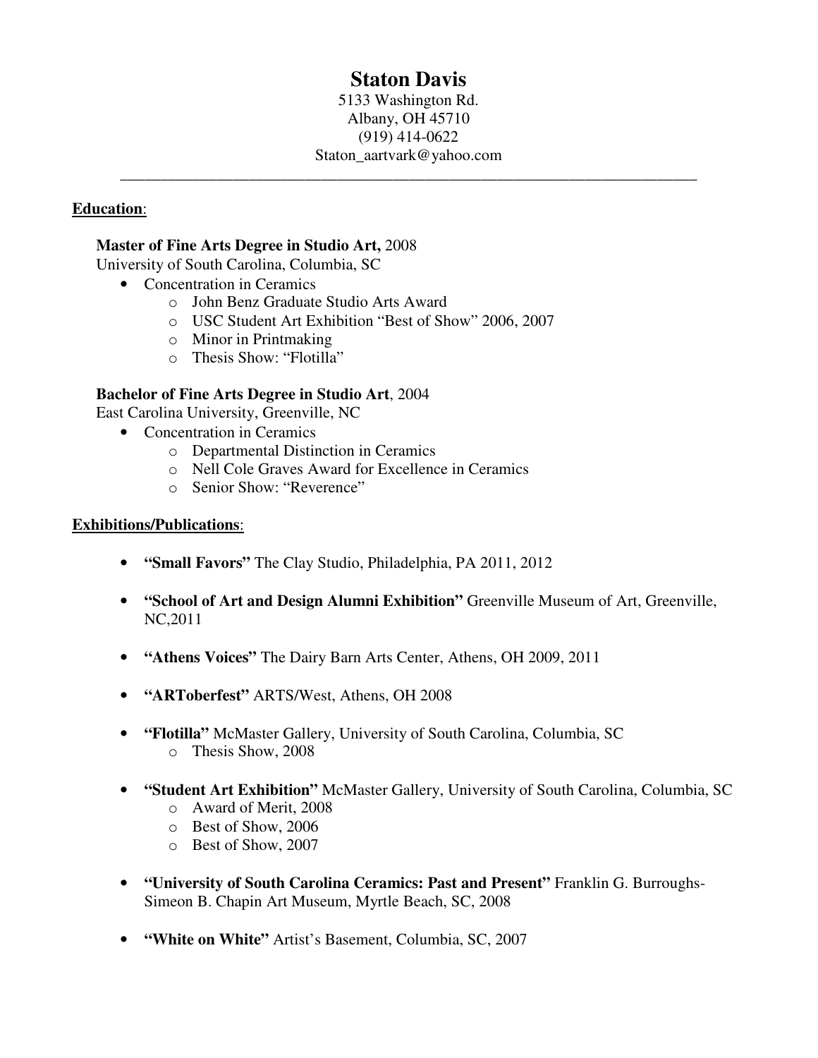# Staton Davis

5133 Washington Rd.
Albany, OH 45710
(919) 414-0622
Staton_aartvark@yahoo.com

---

**Education**:

**Master of Fine Arts Degree in Studio Art,** 2008
University of South Carolina, Columbia, SC

- Concentration in Ceramics
  - John Benz Graduate Studio Arts Award
  - USC Student Art Exhibition "Best of Show" 2006, 2007
  - Minor in Printmaking
  - Thesis Show: "Flotilla"

**Bachelor of Fine Arts Degree in Studio Art**, 2004
East Carolina University, Greenville, NC

- Concentration in Ceramics
  - Departmental Distinction in Ceramics
  - Nell Cole Graves Award for Excellence in Ceramics
  - Senior Show: "Reverence"

**Exhibitions/Publications**:

- **"Small Favors"** The Clay Studio, Philadelphia, PA 2011, 2012

- **"School of Art and Design Alumni Exhibition"** Greenville Museum of Art, Greenville, NC,2011

- **"Athens Voices"** The Dairy Barn Arts Center, Athens, OH 2009, 2011

- **"ARToberfest"** ARTS/West, Athens, OH 2008

- **"Flotilla"** McMaster Gallery, University of South Carolina, Columbia, SC
  - Thesis Show, 2008

- **"Student Art Exhibition"** McMaster Gallery, University of South Carolina, Columbia, SC
  - Award of Merit, 2008
  - Best of Show, 2006
  - Best of Show, 2007

- **"University of South Carolina Ceramics: Past and Present"** Franklin G. Burroughs-Simeon B. Chapin Art Museum, Myrtle Beach, SC, 2008

- **"White on White"** Artist's Basement, Columbia, SC, 2007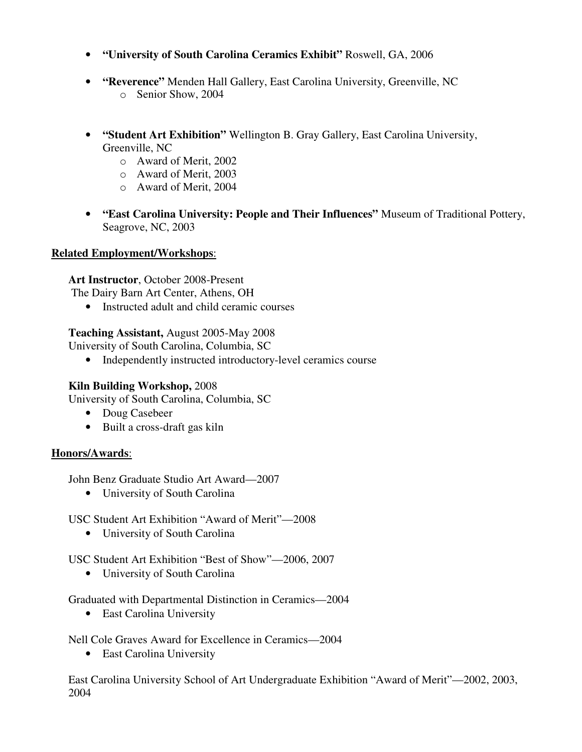- **"University of South Carolina Ceramics Exhibit"** Roswell, GA, 2006

- **"Reverence"** Menden Hall Gallery, East Carolina University, Greenville, NC
    - Senior Show, 2004

- **"Student Art Exhibition"** Wellington B. Gray Gallery, East Carolina University, Greenville, NC
    - Award of Merit, 2002
    - Award of Merit, 2003
    - Award of Merit, 2004

- **"East Carolina University: People and Their Influences"** Museum of Traditional Pottery, Seagrove, NC, 2003

**Related Employment/Workshops**:

**Art Instructor**, October 2008-Present
The Dairy Barn Art Center, Athens, OH

- Instructed adult and child ceramic courses

**Teaching Assistant,** August 2005-May 2008
University of South Carolina, Columbia, SC

- Independently instructed introductory-level ceramics course

**Kiln Building Workshop,** 2008
University of South Carolina, Columbia, SC

- Doug Casebeer
- Built a cross-draft gas kiln

**Honors/Awards**:

John Benz Graduate Studio Art Award—2007

- University of South Carolina

USC Student Art Exhibition "Award of Merit"—2008

- University of South Carolina

USC Student Art Exhibition "Best of Show"—2006, 2007

- University of South Carolina

Graduated with Departmental Distinction in Ceramics—2004

- East Carolina University

Nell Cole Graves Award for Excellence in Ceramics—2004

- East Carolina University

East Carolina University School of Art Undergraduate Exhibition "Award of Merit"—2002, 2003, 2004